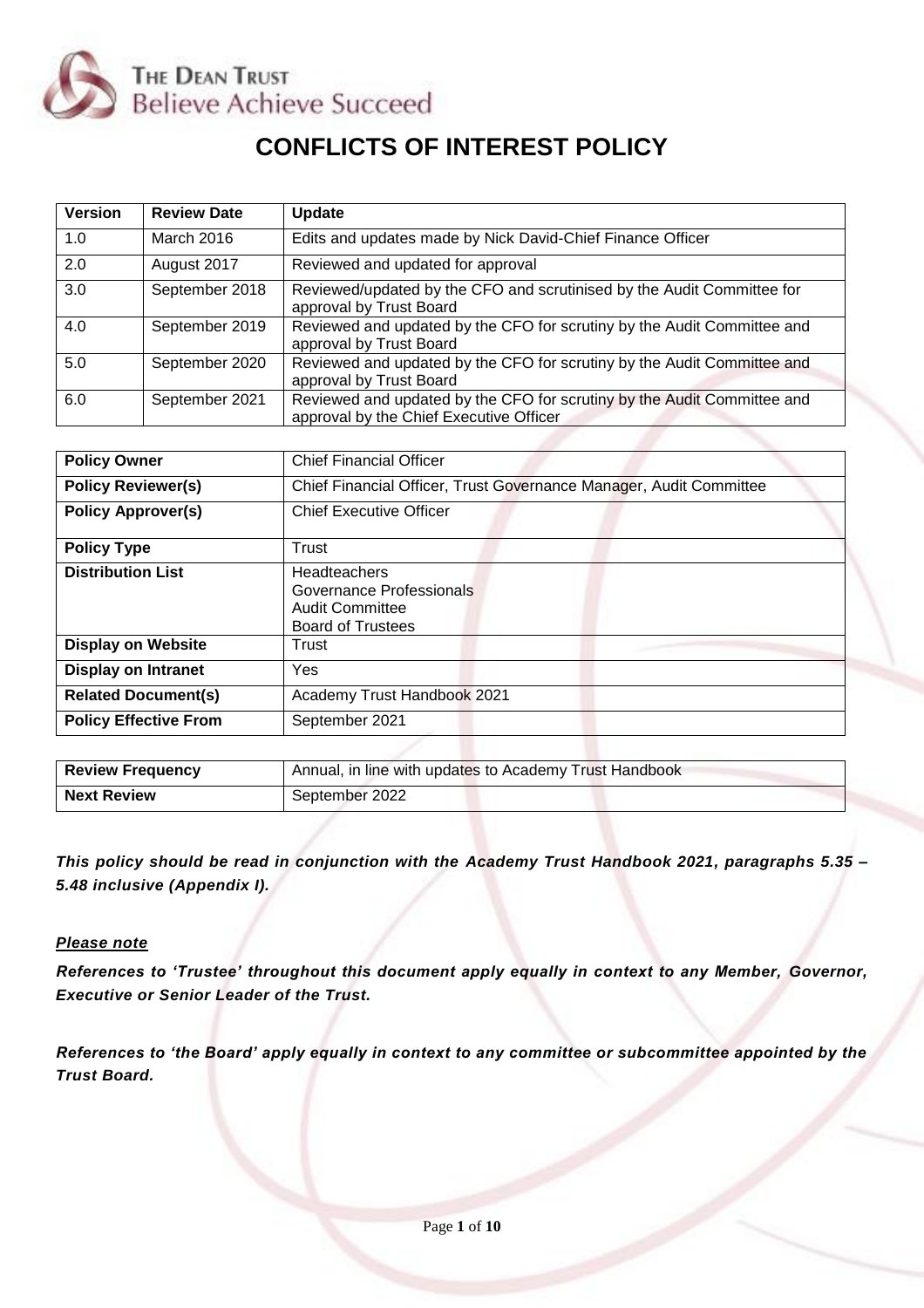THE DEAN TRUST
Believe Achieve Succeed

# CONFLICTS OF INTEREST POLICY

| Version | Review Date | Update |
| --- | --- | --- |
| 1.0 | March 2016 | Edits and updates made by Nick David-Chief Finance Officer |
| 2.0 | August 2017 | Reviewed and updated for approval |
| 3.0 | September 2018 | Reviewed/updated by the CFO and scrutinised by the Audit Committee for approval by Trust Board |
| 4.0 | September 2019 | Reviewed and updated by the CFO for scrutiny by the Audit Committee and approval by Trust Board |
| 5.0 | September 2020 | Reviewed and updated by the CFO for scrutiny by the Audit Committee and approval by Trust Board |
| 6.0 | September 2021 | Reviewed and updated by the CFO for scrutiny by the Audit Committee and approval by the Chief Executive Officer |

| | |
| --- | --- |
| **Policy Owner** | Chief Financial Officer |
| **Policy Reviewer(s)** | Chief Financial Officer, Trust Governance Manager, Audit Committee |
| **Policy Approver(s)** | Chief Executive Officer |
| **Policy Type** | Trust |
| **Distribution List** | Headteachers<br>Governance Professionals<br>Audit Committee<br>Board of Trustees |
| **Display on Website** | Trust |
| **Display on Intranet** | Yes |
| **Related Document(s)** | Academy Trust Handbook 2021 |
| **Policy Effective From** | September 2021 |

| | |
| --- | --- |
| **Review Frequency** | Annual, in line with updates to Academy Trust Handbook |
| **Next Review** | September 2022 |

***This policy should be read in conjunction with the Academy Trust Handbook 2021, paragraphs 5.35 – 5.48 inclusive (Appendix I).***

***Please note***

***References to 'Trustee' throughout this document apply equally in context to any Member, Governor, Executive or Senior Leader of the Trust.***

***References to 'the Board' apply equally in context to any committee or subcommittee appointed by the Trust Board.***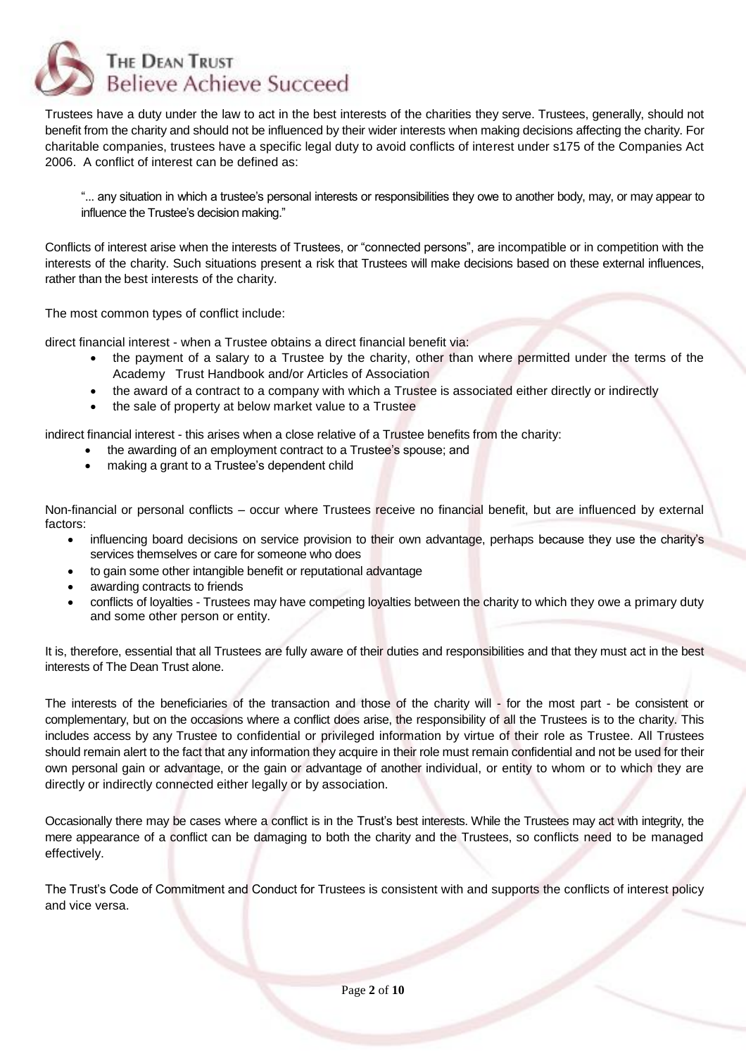Trustees have a duty under the law to act in the best interests of the charities they serve. Trustees, generally, should not benefit from the charity and should not be influenced by their wider interests when making decisions affecting the charity. For charitable companies, trustees have a specific legal duty to avoid conflicts of interest under s175 of the Companies Act 2006. A conflict of interest can be defined as:

> "... any situation in which a trustee's personal interests or responsibilities they owe to another body, may, or may appear to influence the Trustee's decision making."

Conflicts of interest arise when the interests of Trustees, or "connected persons", are incompatible or in competition with the interests of the charity. Such situations present a risk that Trustees will make decisions based on these external influences, rather than the best interests of the charity.

The most common types of conflict include:

direct financial interest - when a Trustee obtains a direct financial benefit via:

- the payment of a salary to a Trustee by the charity, other than where permitted under the terms of the Academy Trust Handbook and/or Articles of Association
- the award of a contract to a company with which a Trustee is associated either directly or indirectly
- the sale of property at below market value to a Trustee

indirect financial interest - this arises when a close relative of a Trustee benefits from the charity:

- the awarding of an employment contract to a Trustee's spouse; and
- making a grant to a Trustee's dependent child

Non-financial or personal conflicts – occur where Trustees receive no financial benefit, but are influenced by external factors:

- influencing board decisions on service provision to their own advantage, perhaps because they use the charity's services themselves or care for someone who does
- to gain some other intangible benefit or reputational advantage
- awarding contracts to friends
- conflicts of loyalties - Trustees may have competing loyalties between the charity to which they owe a primary duty and some other person or entity.

It is, therefore, essential that all Trustees are fully aware of their duties and responsibilities and that they must act in the best interests of The Dean Trust alone.

The interests of the beneficiaries of the transaction and those of the charity will - for the most part - be consistent or complementary, but on the occasions where a conflict does arise, the responsibility of all the Trustees is to the charity. This includes access by any Trustee to confidential or privileged information by virtue of their role as Trustee. All Trustees should remain alert to the fact that any information they acquire in their role must remain confidential and not be used for their own personal gain or advantage, or the gain or advantage of another individual, or entity to whom or to which they are directly or indirectly connected either legally or by association.

Occasionally there may be cases where a conflict is in the Trust's best interests. While the Trustees may act with integrity, the mere appearance of a conflict can be damaging to both the charity and the Trustees, so conflicts need to be managed effectively.

The Trust's Code of Commitment and Conduct for Trustees is consistent with and supports the conflicts of interest policy and vice versa.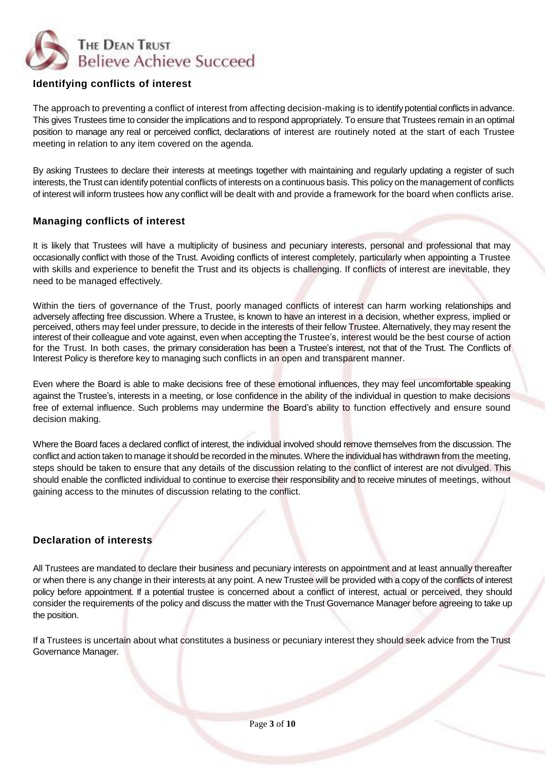## Identifying conflicts of interest

The approach to preventing a conflict of interest from affecting decision-making is to identify potential conflicts in advance. This gives Trustees time to consider the implications and to respond appropriately. To ensure that Trustees remain in an optimal position to manage any real or perceived conflict, declarations of interest are routinely noted at the start of each Trustee meeting in relation to any item covered on the agenda.

By asking Trustees to declare their interests at meetings together with maintaining and regularly updating a register of such interests, the Trust can identify potential conflicts of interests on a continuous basis. This policy on the management of conflicts of interest will inform trustees how any conflict will be dealt with and provide a framework for the board when conflicts arise.

## Managing conflicts of interest

It is likely that Trustees will have a multiplicity of business and pecuniary interests, personal and professional that may occasionally conflict with those of the Trust. Avoiding conflicts of interest completely, particularly when appointing a Trustee with skills and experience to benefit the Trust and its objects is challenging. If conflicts of interest are inevitable, they need to be managed effectively.

Within the tiers of governance of the Trust, poorly managed conflicts of interest can harm working relationships and adversely affecting free discussion. Where a Trustee, is known to have an interest in a decision, whether express, implied or perceived, others may feel under pressure, to decide in the interests of their fellow Trustee. Alternatively, they may resent the interest of their colleague and vote against, even when accepting the Trustee's, interest would be the best course of action for the Trust. In both cases, the primary consideration has been a Trustee's interest, not that of the Trust. The Conflicts of Interest Policy is therefore key to managing such conflicts in an open and transparent manner.

Even where the Board is able to make decisions free of these emotional influences, they may feel uncomfortable speaking against the Trustee's, interests in a meeting, or lose confidence in the ability of the individual in question to make decisions free of external influence. Such problems may undermine the Board's ability to function effectively and ensure sound decision making.

Where the Board faces a declared conflict of interest, the individual involved should remove themselves from the discussion. The conflict and action taken to manage it should be recorded in the minutes. Where the individual has withdrawn from the meeting, steps should be taken to ensure that any details of the discussion relating to the conflict of interest are not divulged. This should enable the conflicted individual to continue to exercise their responsibility and to receive minutes of meetings, without gaining access to the minutes of discussion relating to the conflict.

## Declaration of interests

All Trustees are mandated to declare their business and pecuniary interests on appointment and at least annually thereafter or when there is any change in their interests at any point. A new Trustee will be provided with a copy of the conflicts of interest policy before appointment. If a potential trustee is concerned about a conflict of interest, actual or perceived, they should consider the requirements of the policy and discuss the matter with the Trust Governance Manager before agreeing to take up the position.

If a Trustees is uncertain about what constitutes a business or pecuniary interest they should seek advice from the Trust Governance Manager.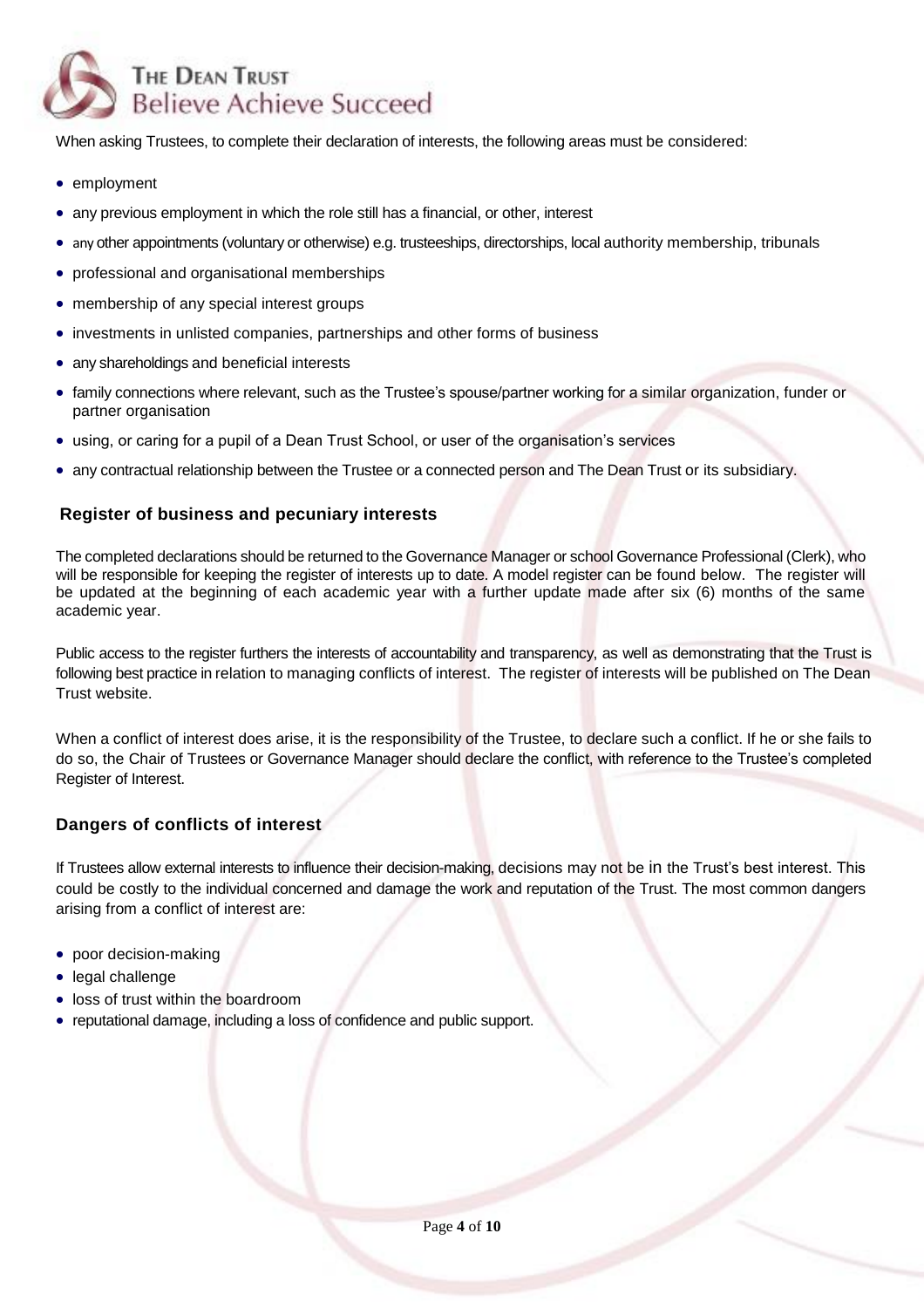When asking Trustees, to complete their declaration of interests, the following areas must be considered:

- employment
- any previous employment in which the role still has a financial, or other, interest
- any other appointments (voluntary or otherwise) e.g. trusteeships, directorships, local authority membership, tribunals
- professional and organisational memberships
- membership of any special interest groups
- investments in unlisted companies, partnerships and other forms of business
- any shareholdings and beneficial interests
- family connections where relevant, such as the Trustee's spouse/partner working for a similar organization, funder or partner organisation
- using, or caring for a pupil of a Dean Trust School, or user of the organisation's services
- any contractual relationship between the Trustee or a connected person and The Dean Trust or its subsidiary.

## Register of business and pecuniary interests

The completed declarations should be returned to the Governance Manager or school Governance Professional (Clerk), who will be responsible for keeping the register of interests up to date. A model register can be found below. The register will be updated at the beginning of each academic year with a further update made after six (6) months of the same academic year.

Public access to the register furthers the interests of accountability and transparency, as well as demonstrating that the Trust is following best practice in relation to managing conflicts of interest. The register of interests will be published on The Dean Trust website.

When a conflict of interest does arise, it is the responsibility of the Trustee, to declare such a conflict. If he or she fails to do so, the Chair of Trustees or Governance Manager should declare the conflict, with reference to the Trustee's completed Register of Interest.

## Dangers of conflicts of interest

If Trustees allow external interests to influence their decision-making, decisions may not be in the Trust's best interest. This could be costly to the individual concerned and damage the work and reputation of the Trust. The most common dangers arising from a conflict of interest are:

- poor decision-making
- legal challenge
- loss of trust within the boardroom
- reputational damage, including a loss of confidence and public support.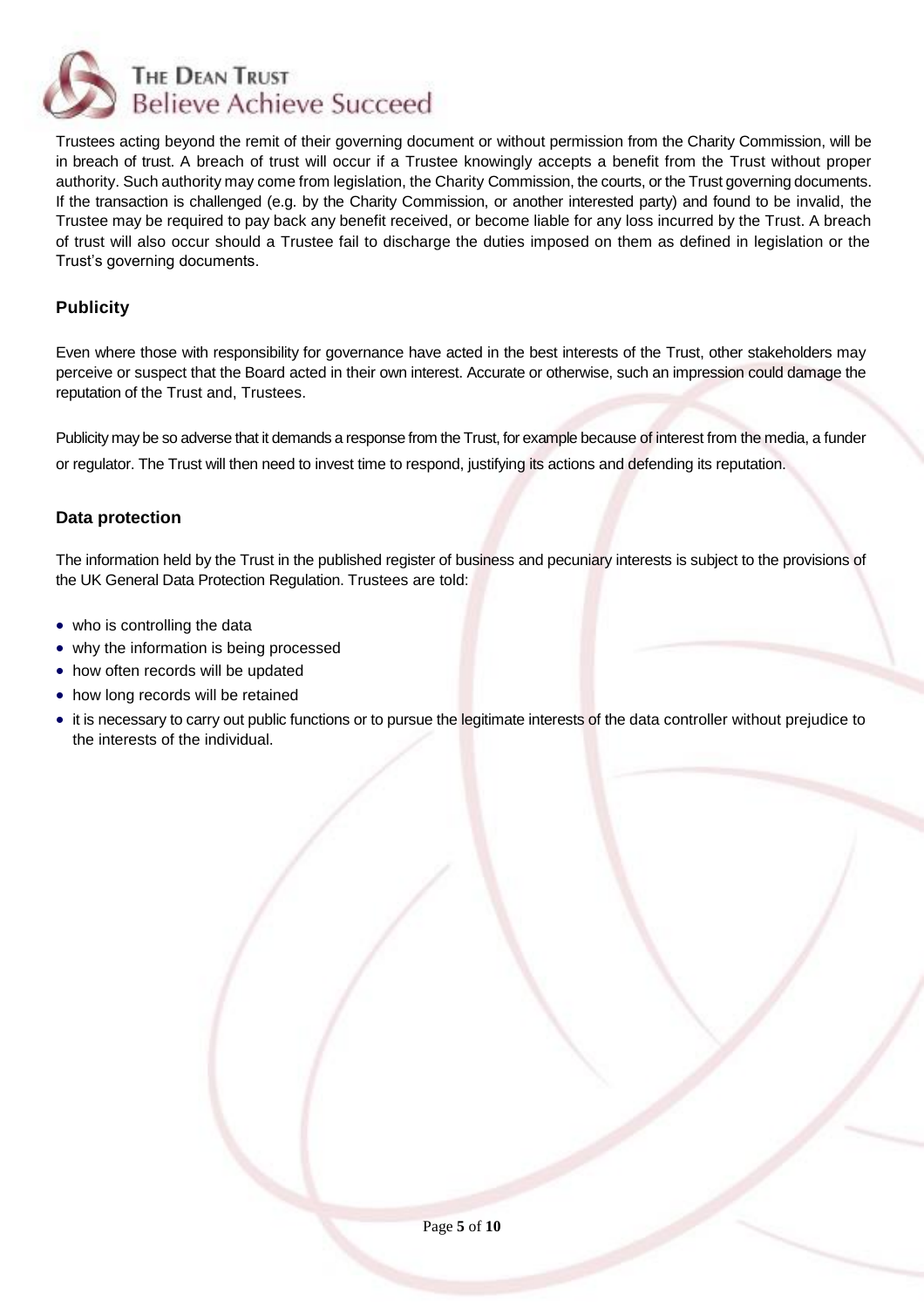Trustees acting beyond the remit of their governing document or without permission from the Charity Commission, will be in breach of trust. A breach of trust will occur if a Trustee knowingly accepts a benefit from the Trust without proper authority. Such authority may come from legislation, the Charity Commission, the courts, or the Trust governing documents. If the transaction is challenged (e.g. by the Charity Commission, or another interested party) and found to be invalid, the Trustee may be required to pay back any benefit received, or become liable for any loss incurred by the Trust. A breach of trust will also occur should a Trustee fail to discharge the duties imposed on them as defined in legislation or the Trust's governing documents.

## Publicity

Even where those with responsibility for governance have acted in the best interests of the Trust, other stakeholders may perceive or suspect that the Board acted in their own interest. Accurate or otherwise, such an impression could damage the reputation of the Trust and, Trustees.

Publicity may be so adverse that it demands a response from the Trust, for example because of interest from the media, a funder or regulator. The Trust will then need to invest time to respond, justifying its actions and defending its reputation.

## Data protection

The information held by the Trust in the published register of business and pecuniary interests is subject to the provisions of the UK General Data Protection Regulation. Trustees are told:

- who is controlling the data
- why the information is being processed
- how often records will be updated
- how long records will be retained
- it is necessary to carry out public functions or to pursue the legitimate interests of the data controller without prejudice to the interests of the individual.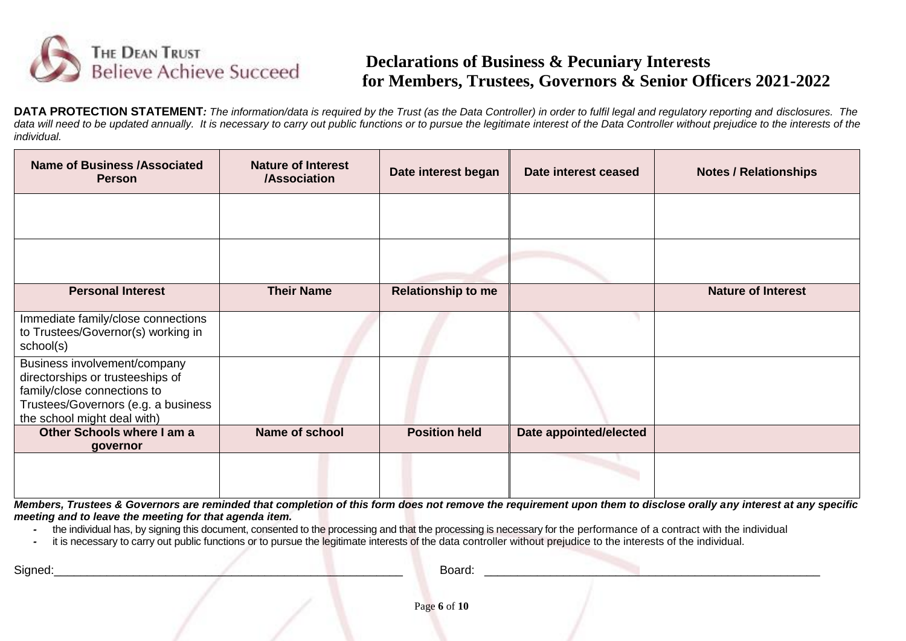THE DEAN TRUST
Believe Achieve Succeed

# Declarations of Business & Pecuniary Interests for Members, Trustees, Governors & Senior Officers 2021-2022

**DATA PROTECTION STATEMENT***: The information/data is required by the Trust (as the Data Controller) in order to fulfil legal and regulatory reporting and disclosures. The data will need to be updated annually. It is necessary to carry out public functions or to pursue the legitimate interest of the Data Controller without prejudice to the interests of the individual.*

| Name of Business /Associated Person | Nature of Interest /Association | Date interest began | Date interest ceased | Notes / Relationships |
|---|---|---|---|---|
| | | | | |
| | | | | |
| **Personal Interest** | **Their Name** | **Relationship to me** | | **Nature of Interest** |
| Immediate family/close connections to Trustees/Governor(s) working in school(s) | | | | |
| Business involvement/company directorships or trusteeships of family/close connections to Trustees/Governors (e.g. a business the school might deal with) | | | | |
| **Other Schools where I am a governor** | **Name of school** | **Position held** | **Date appointed/elected** | |
| | | | | |

***Members, Trustees & Governors are reminded that completion of this form does not remove the requirement upon them to disclose orally any interest at any specific meeting and to leave the meeting for that agenda item.***

- the individual has, by signing this document, consented to the processing and that the processing is necessary for the performance of a contract with the individual
- it is necessary to carry out public functions or to pursue the legitimate interests of the data controller without prejudice to the interests of the individual.

Signed:_______________________________________________________ Board: ____________________________________________________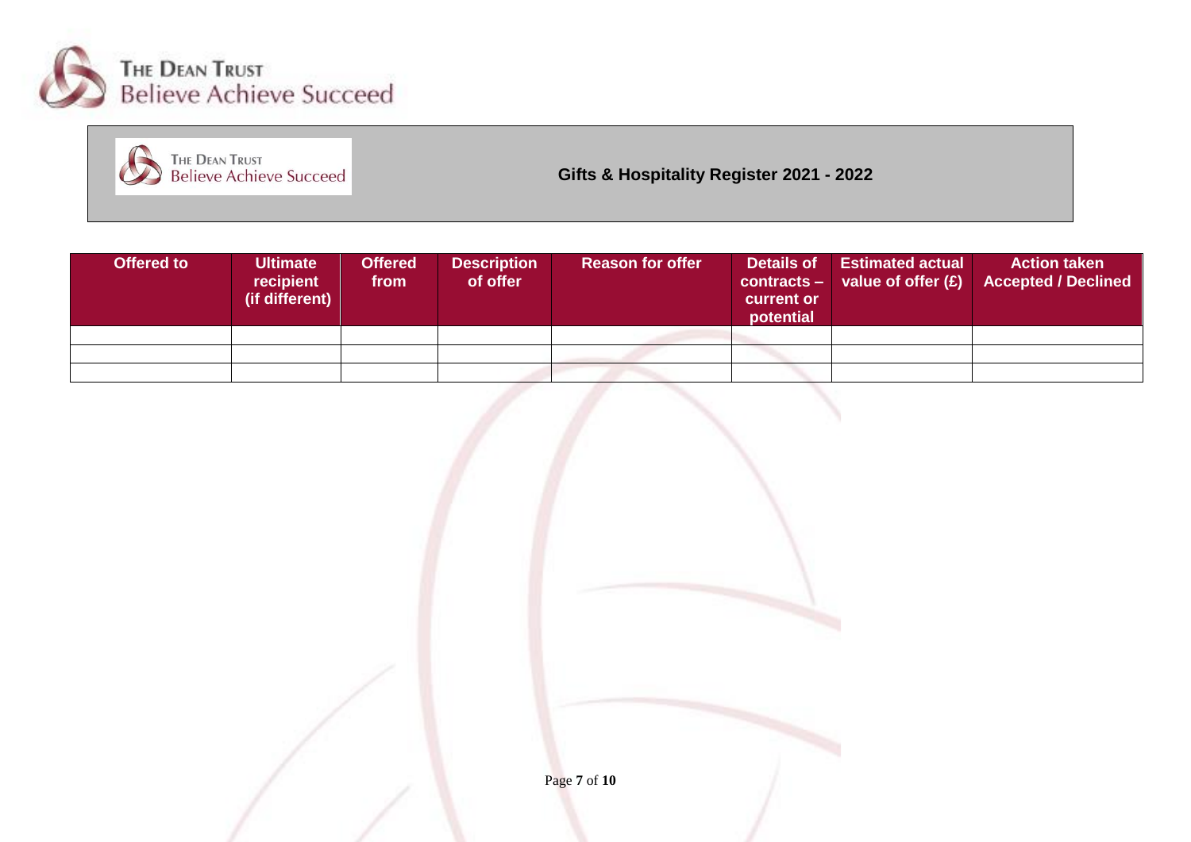# Gifts & Hospitality Register 2021 - 2022

| Offered to | Ultimate recipient (if different) | Offered from | Description of offer | Reason for offer | Details of contracts – current or potential | Estimated actual value of offer (£) | Action taken Accepted / Declined |
|---|---|---|---|---|---|---|---|
| | | | | | | | |
| | | | | | | | |
| | | | | | | | |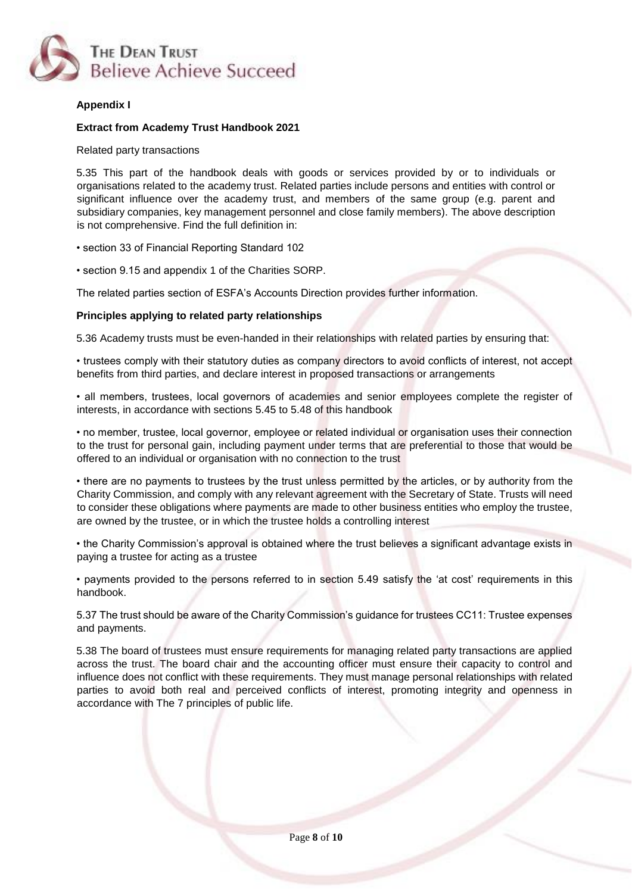**Appendix I**

**Extract from Academy Trust Handbook 2021**

Related party transactions

5.35 This part of the handbook deals with goods or services provided by or to individuals or organisations related to the academy trust. Related parties include persons and entities with control or significant influence over the academy trust, and members of the same group (e.g. parent and subsidiary companies, key management personnel and close family members). The above description is not comprehensive. Find the full definition in:

- section 33 of Financial Reporting Standard 102
- section 9.15 and appendix 1 of the Charities SORP.

The related parties section of ESFA's Accounts Direction provides further information.

**Principles applying to related party relationships**

5.36 Academy trusts must be even-handed in their relationships with related parties by ensuring that:

- trustees comply with their statutory duties as company directors to avoid conflicts of interest, not accept benefits from third parties, and declare interest in proposed transactions or arrangements
- all members, trustees, local governors of academies and senior employees complete the register of interests, in accordance with sections 5.45 to 5.48 of this handbook
- no member, trustee, local governor, employee or related individual or organisation uses their connection to the trust for personal gain, including payment under terms that are preferential to those that would be offered to an individual or organisation with no connection to the trust
- there are no payments to trustees by the trust unless permitted by the articles, or by authority from the Charity Commission, and comply with any relevant agreement with the Secretary of State. Trusts will need to consider these obligations where payments are made to other business entities who employ the trustee, are owned by the trustee, or in which the trustee holds a controlling interest
- the Charity Commission's approval is obtained where the trust believes a significant advantage exists in paying a trustee for acting as a trustee
- payments provided to the persons referred to in section 5.49 satisfy the 'at cost' requirements in this handbook.

5.37 The trust should be aware of the Charity Commission's guidance for trustees CC11: Trustee expenses and payments.

5.38 The board of trustees must ensure requirements for managing related party transactions are applied across the trust. The board chair and the accounting officer must ensure their capacity to control and influence does not conflict with these requirements. They must manage personal relationships with related parties to avoid both real and perceived conflicts of interest, promoting integrity and openness in accordance with The 7 principles of public life.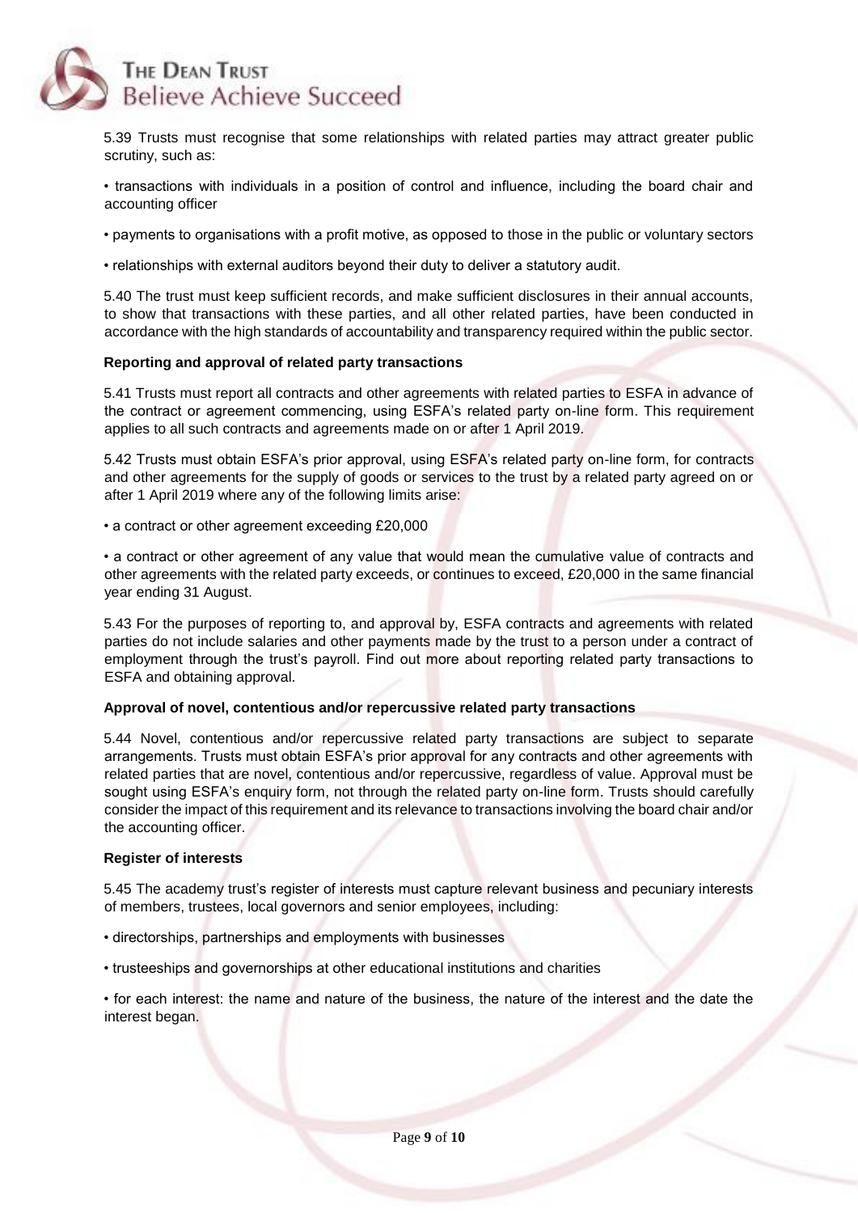5.39 Trusts must recognise that some relationships with related parties may attract greater public scrutiny, such as:

• transactions with individuals in a position of control and influence, including the board chair and accounting officer

• payments to organisations with a profit motive, as opposed to those in the public or voluntary sectors

• relationships with external auditors beyond their duty to deliver a statutory audit.

5.40 The trust must keep sufficient records, and make sufficient disclosures in their annual accounts, to show that transactions with these parties, and all other related parties, have been conducted in accordance with the high standards of accountability and transparency required within the public sector.

**Reporting and approval of related party transactions**

5.41 Trusts must report all contracts and other agreements with related parties to ESFA in advance of the contract or agreement commencing, using ESFA's related party on-line form. This requirement applies to all such contracts and agreements made on or after 1 April 2019.

5.42 Trusts must obtain ESFA's prior approval, using ESFA's related party on-line form, for contracts and other agreements for the supply of goods or services to the trust by a related party agreed on or after 1 April 2019 where any of the following limits arise:

• a contract or other agreement exceeding £20,000

• a contract or other agreement of any value that would mean the cumulative value of contracts and other agreements with the related party exceeds, or continues to exceed, £20,000 in the same financial year ending 31 August.

5.43 For the purposes of reporting to, and approval by, ESFA contracts and agreements with related parties do not include salaries and other payments made by the trust to a person under a contract of employment through the trust's payroll. Find out more about reporting related party transactions to ESFA and obtaining approval.

**Approval of novel, contentious and/or repercussive related party transactions**

5.44 Novel, contentious and/or repercussive related party transactions are subject to separate arrangements. Trusts must obtain ESFA's prior approval for any contracts and other agreements with related parties that are novel, contentious and/or repercussive, regardless of value. Approval must be sought using ESFA's enquiry form, not through the related party on-line form. Trusts should carefully consider the impact of this requirement and its relevance to transactions involving the board chair and/or the accounting officer.

**Register of interests**

5.45 The academy trust's register of interests must capture relevant business and pecuniary interests of members, trustees, local governors and senior employees, including:

• directorships, partnerships and employments with businesses

• trusteeships and governorships at other educational institutions and charities

• for each interest: the name and nature of the business, the nature of the interest and the date the interest began.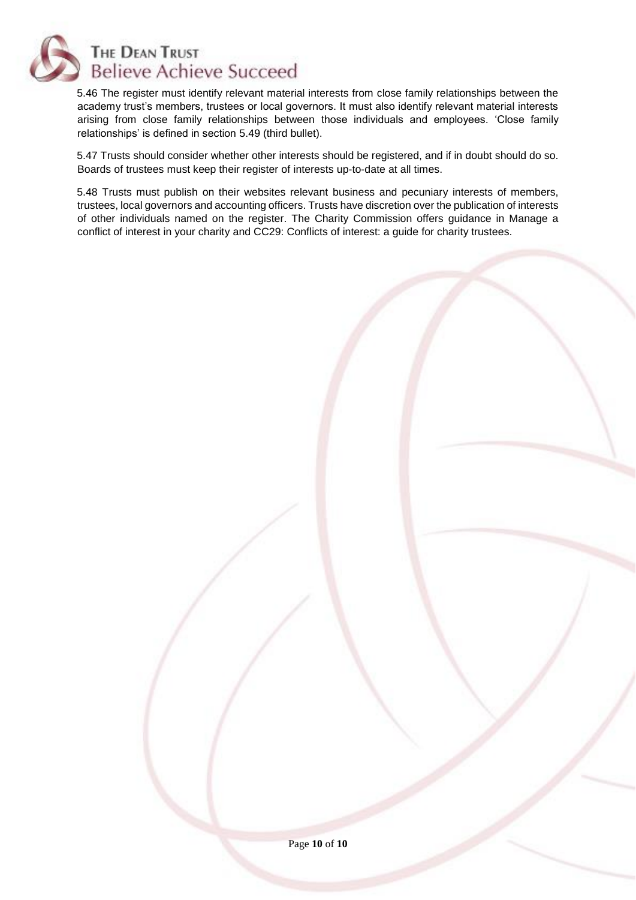5.46 The register must identify relevant material interests from close family relationships between the academy trust's members, trustees or local governors. It must also identify relevant material interests arising from close family relationships between those individuals and employees. 'Close family relationships' is defined in section 5.49 (third bullet).

5.47 Trusts should consider whether other interests should be registered, and if in doubt should do so. Boards of trustees must keep their register of interests up-to-date at all times.

5.48 Trusts must publish on their websites relevant business and pecuniary interests of members, trustees, local governors and accounting officers. Trusts have discretion over the publication of interests of other individuals named on the register. The Charity Commission offers guidance in Manage a conflict of interest in your charity and CC29: Conflicts of interest: a guide for charity trustees.